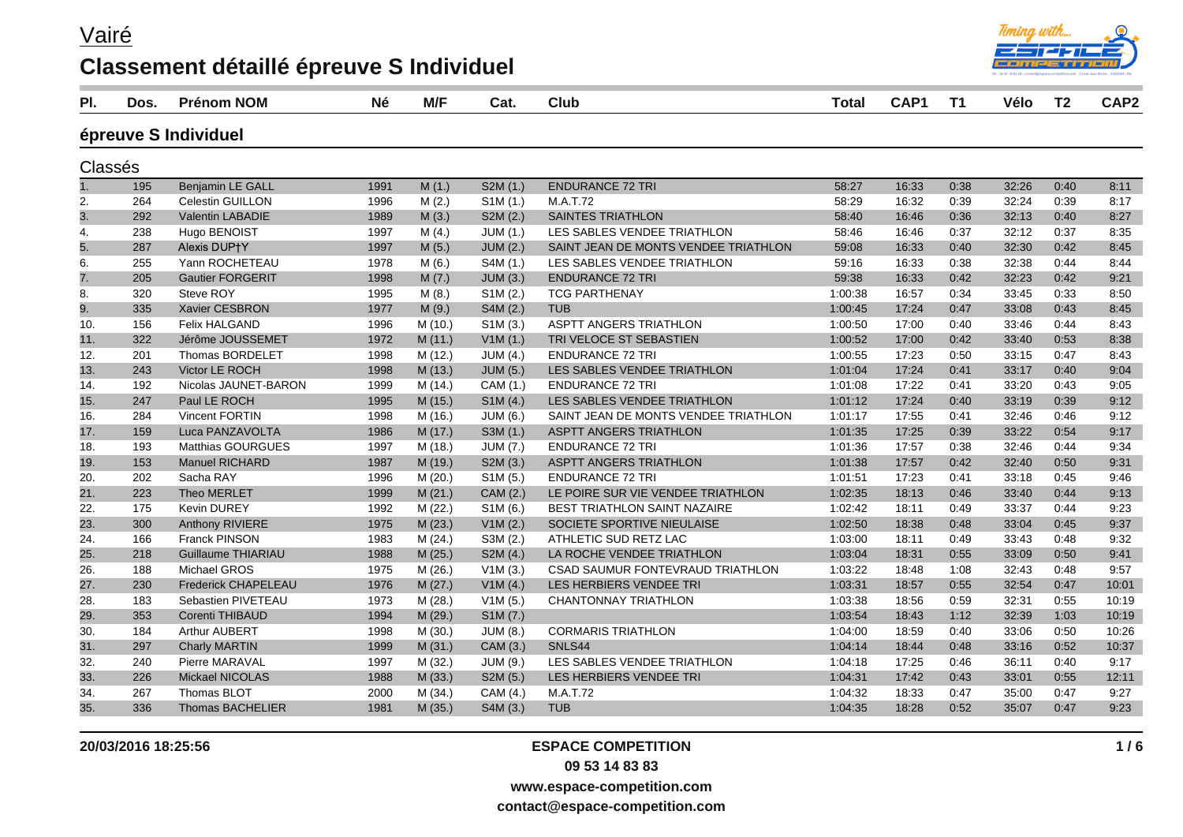# Vairé

## Classement détaillé épreuve S Individuel

### épreuve S Individuel

Classés

| Pl. | Dos. | Prénom NOM | Né | M/F | Cat. | Club | Total | CAP1 | T1 | Vélo | T2 | CAP2 |
|---|---|---|---|---|---|---|---|---|---|---|---|---|
| 1. | 195 | Benjamin LE GALL | 1991 | M (1.) | S2M (1.) | ENDURANCE 72 TRI | 58:27 | 16:33 | 0:38 | 32:26 | 0:40 | 8:11 |
| 2. | 264 | Celestin GUILLON | 1996 | M (2.) | S1M (1.) | M.A.T.72 | 58:29 | 16:32 | 0:39 | 32:24 | 0:39 | 8:17 |
| 3. | 292 | Valentin LABADIE | 1989 | M (3.) | S2M (2.) | SAINTES TRIATHLON | 58:40 | 16:46 | 0:36 | 32:13 | 0:40 | 8:27 |
| 4. | 238 | Hugo BENOIST | 1997 | M (4.) | JUM (1.) | LES SABLES VENDEE TRIATHLON | 58:46 | 16:46 | 0:37 | 32:12 | 0:37 | 8:35 |
| 5. | 287 | Alexis DUP†Y | 1997 | M (5.) | JUM (2.) | SAINT JEAN DE MONTS VENDEE TRIATHLON | 59:08 | 16:33 | 0:40 | 32:30 | 0:42 | 8:45 |
| 6. | 255 | Yann ROCHETEAU | 1978 | M (6.) | S4M (1.) | LES SABLES VENDEE TRIATHLON | 59:16 | 16:33 | 0:38 | 32:38 | 0:44 | 8:44 |
| 7. | 205 | Gautier FORGERIT | 1998 | M (7.) | JUM (3.) | ENDURANCE 72 TRI | 59:38 | 16:33 | 0:42 | 32:23 | 0:42 | 9:21 |
| 8. | 320 | Steve ROY | 1995 | M (8.) | S1M (2.) | TCG PARTHENAY | 1:00:38 | 16:57 | 0:34 | 33:45 | 0:33 | 8:50 |
| 9. | 335 | Xavier CESBRON | 1977 | M (9.) | S4M (2.) | TUB | 1:00:45 | 17:24 | 0:47 | 33:08 | 0:43 | 8:45 |
| 10. | 156 | Felix HALGAND | 1996 | M (10.) | S1M (3.) | ASPTT ANGERS TRIATHLON | 1:00:50 | 17:00 | 0:40 | 33:46 | 0:44 | 8:43 |
| 11. | 322 | Jérôme JOUSSEMET | 1972 | M (11.) | V1M (1.) | TRI VELOCE ST SEBASTIEN | 1:00:52 | 17:00 | 0:42 | 33:40 | 0:53 | 8:38 |
| 12. | 201 | Thomas BORDELET | 1998 | M (12.) | JUM (4.) | ENDURANCE 72 TRI | 1:00:55 | 17:23 | 0:50 | 33:15 | 0:47 | 8:43 |
| 13. | 243 | Victor LE ROCH | 1998 | M (13.) | JUM (5.) | LES SABLES VENDEE TRIATHLON | 1:01:04 | 17:24 | 0:41 | 33:17 | 0:40 | 9:04 |
| 14. | 192 | Nicolas JAUNET-BARON | 1999 | M (14.) | CAM (1.) | ENDURANCE 72 TRI | 1:01:08 | 17:22 | 0:41 | 33:20 | 0:43 | 9:05 |
| 15. | 247 | Paul LE ROCH | 1995 | M (15.) | S1M (4.) | LES SABLES VENDEE TRIATHLON | 1:01:12 | 17:24 | 0:40 | 33:19 | 0:39 | 9:12 |
| 16. | 284 | Vincent FORTIN | 1998 | M (16.) | JUM (6.) | SAINT JEAN DE MONTS VENDEE TRIATHLON | 1:01:17 | 17:55 | 0:41 | 32:46 | 0:46 | 9:12 |
| 17. | 159 | Luca PANZAVOLTA | 1986 | M (17.) | S3M (1.) | ASPTT ANGERS TRIATHLON | 1:01:35 | 17:25 | 0:39 | 33:22 | 0:54 | 9:17 |
| 18. | 193 | Matthias GOURGUES | 1997 | M (18.) | JUM (7.) | ENDURANCE 72 TRI | 1:01:36 | 17:57 | 0:38 | 32:46 | 0:44 | 9:34 |
| 19. | 153 | Manuel RICHARD | 1987 | M (19.) | S2M (3.) | ASPTT ANGERS TRIATHLON | 1:01:38 | 17:57 | 0:42 | 32:40 | 0:50 | 9:31 |
| 20. | 202 | Sacha RAY | 1996 | M (20.) | S1M (5.) | ENDURANCE 72 TRI | 1:01:51 | 17:23 | 0:41 | 33:18 | 0:45 | 9:46 |
| 21. | 223 | Theo MERLET | 1999 | M (21.) | CAM (2.) | LE POIRE SUR VIE VENDEE TRIATHLON | 1:02:35 | 18:13 | 0:46 | 33:40 | 0:44 | 9:13 |
| 22. | 175 | Kevin DUREY | 1992 | M (22.) | S1M (6.) | BEST TRIATHLON SAINT NAZAIRE | 1:02:42 | 18:11 | 0:49 | 33:37 | 0:44 | 9:23 |
| 23. | 300 | Anthony RIVIERE | 1975 | M (23.) | V1M (2.) | SOCIETE SPORTIVE NIEULAISE | 1:02:50 | 18:38 | 0:48 | 33:04 | 0:45 | 9:37 |
| 24. | 166 | Franck PINSON | 1983 | M (24.) | S3M (2.) | ATHLETIC SUD RETZ LAC | 1:03:00 | 18:11 | 0:49 | 33:43 | 0:48 | 9:32 |
| 25. | 218 | Guillaume THIARIAU | 1988 | M (25.) | S2M (4.) | LA ROCHE VENDEE TRIATHLON | 1:03:04 | 18:31 | 0:55 | 33:09 | 0:50 | 9:41 |
| 26. | 188 | Michael GROS | 1975 | M (26.) | V1M (3.) | CSAD SAUMUR FONTEVRAUD TRIATHLON | 1:03:22 | 18:48 | 1:08 | 32:43 | 0:48 | 9:57 |
| 27. | 230 | Frederick CHAPELEAU | 1976 | M (27.) | V1M (4.) | LES HERBIERS VENDEE TRI | 1:03:31 | 18:57 | 0:55 | 32:54 | 0:47 | 10:01 |
| 28. | 183 | Sebastien PIVETEAU | 1973 | M (28.) | V1M (5.) | CHANTONNAY TRIATHLON | 1:03:38 | 18:56 | 0:59 | 32:31 | 0:55 | 10:19 |
| 29. | 353 | Corenti THIBAUD | 1994 | M (29.) | S1M (7.) | | 1:03:54 | 18:43 | 1:12 | 32:39 | 1:03 | 10:19 |
| 30. | 184 | Arthur AUBERT | 1998 | M (30.) | JUM (8.) | CORMARIS TRIATHLON | 1:04:00 | 18:59 | 0:40 | 33:06 | 0:50 | 10:26 |
| 31. | 297 | Charly MARTIN | 1999 | M (31.) | CAM (3.) | SNLS44 | 1:04:14 | 18:44 | 0:48 | 33:16 | 0:52 | 10:37 |
| 32. | 240 | Pierre MARAVAL | 1997 | M (32.) | JUM (9.) | LES SABLES VENDEE TRIATHLON | 1:04:18 | 17:25 | 0:46 | 36:11 | 0:40 | 9:17 |
| 33. | 226 | Mickael NICOLAS | 1988 | M (33.) | S2M (5.) | LES HERBIERS VENDEE TRI | 1:04:31 | 17:42 | 0:43 | 33:01 | 0:55 | 12:11 |
| 34. | 267 | Thomas BLOT | 2000 | M (34.) | CAM (4.) | M.A.T.72 | 1:04:32 | 18:33 | 0:47 | 35:00 | 0:47 | 9:27 |
| 35. | 336 | Thomas BACHELIER | 1981 | M (35.) | S4M (3.) | TUB | 1:04:35 | 18:28 | 0:52 | 35:07 | 0:47 | 9:23 |

20/03/2016 18:25:56

**ESPACE COMPETITION**
**09 53 14 83 83**
**www.espace-competition.com**
**contact@espace-competition.com**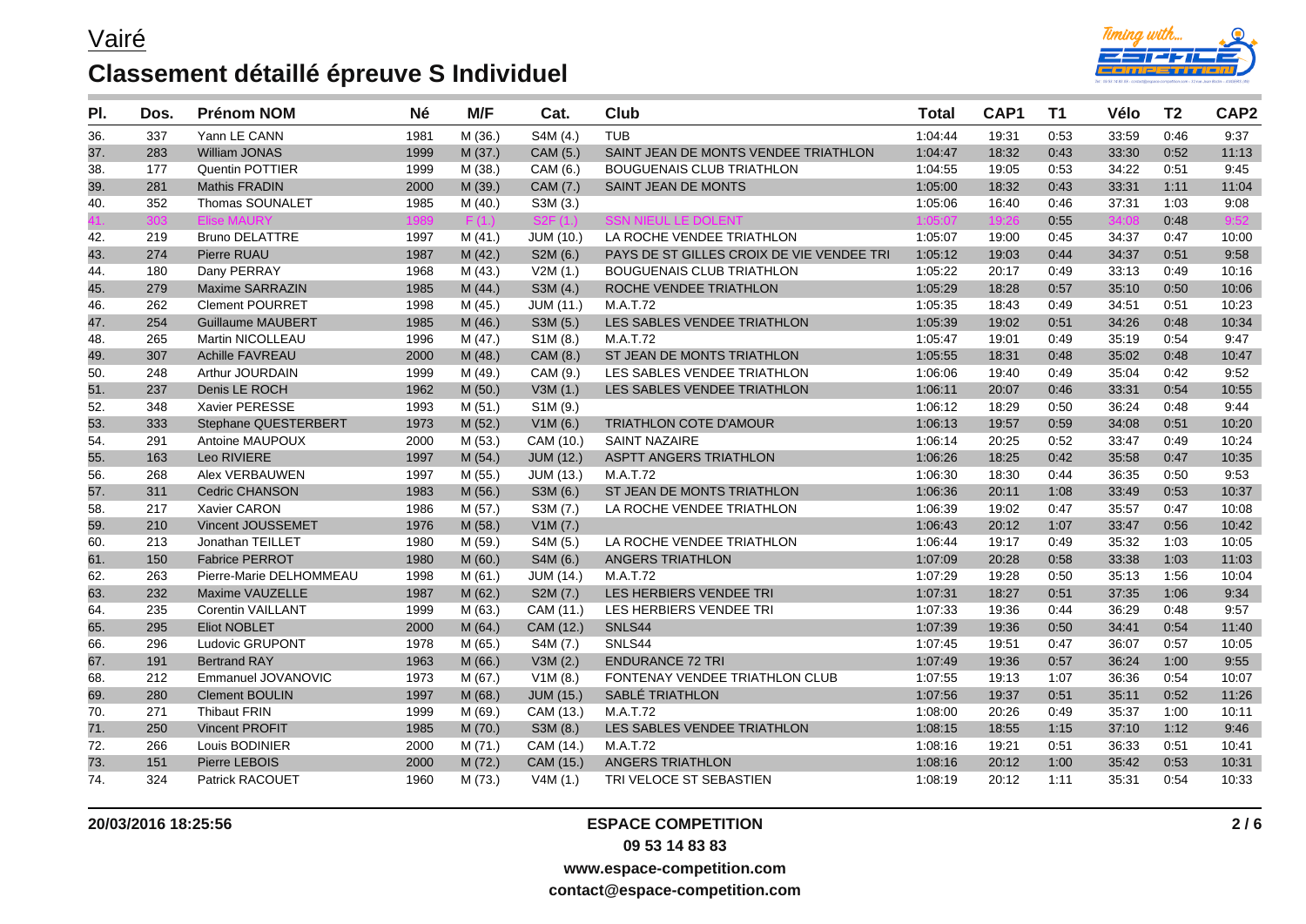# Vairé

## Classement détaillé épreuve S Individuel

| Pl. | Dos. | Prénom NOM | Né | M/F | Cat. | Club | Total | CAP1 | T1 | Vélo | T2 | CAP2 |
|---|---|---|---|---|---|---|---|---|---|---|---|---|
| 36. | 337 | Yann LE CANN | 1981 | M (36.) | S4M (4.) | TUB | 1:04:44 | 19:31 | 0:53 | 33:59 | 0:46 | 9:37 |
| 37. | 283 | William JONAS | 1999 | M (37.) | CAM (5.) | SAINT JEAN DE MONTS VENDEE TRIATHLON | 1:04:47 | 18:32 | 0:43 | 33:30 | 0:52 | 11:13 |
| 38. | 177 | Quentin POTTIER | 1999 | M (38.) | CAM (6.) | BOUGUENAIS CLUB TRIATHLON | 1:04:55 | 19:05 | 0:53 | 34:22 | 0:51 | 9:45 |
| 39. | 281 | Mathis FRADIN | 2000 | M (39.) | CAM (7.) | SAINT JEAN DE MONTS | 1:05:00 | 18:32 | 0:43 | 33:31 | 1:11 | 11:04 |
| 40. | 352 | Thomas SOUNALET | 1985 | M (40.) | S3M (3.) | | 1:05:06 | 16:40 | 0:46 | 37:31 | 1:03 | 9:08 |
| 41. | 303 | Elise MAURY | 1989 | F (1.) | S2F (1.) | SSN NIEUL LE DOLENT | 1:05:07 | 19:26 | 0:55 | 34:08 | 0:48 | 9:52 |
| 42. | 219 | Bruno DELATTRE | 1997 | M (41.) | JUM (10.) | LA ROCHE VENDEE TRIATHLON | 1:05:07 | 19:00 | 0:45 | 34:37 | 0:47 | 10:00 |
| 43. | 274 | Pierre RUAU | 1987 | M (42.) | S2M (6.) | PAYS DE ST GILLES CROIX DE VIE VENDEE TRI | 1:05:12 | 19:03 | 0:44 | 34:37 | 0:51 | 9:58 |
| 44. | 180 | Dany PERRAY | 1968 | M (43.) | V2M (1.) | BOUGUENAIS CLUB TRIATHLON | 1:05:22 | 20:17 | 0:49 | 33:13 | 0:49 | 10:16 |
| 45. | 279 | Maxime SARRAZIN | 1985 | M (44.) | S3M (4.) | ROCHE VENDEE TRIATHLON | 1:05:29 | 18:28 | 0:57 | 35:10 | 0:50 | 10:06 |
| 46. | 262 | Clement POURRET | 1998 | M (45.) | JUM (11.) | M.A.T.72 | 1:05:35 | 18:43 | 0:49 | 34:51 | 0:51 | 10:23 |
| 47. | 254 | Guillaume MAUBERT | 1985 | M (46.) | S3M (5.) | LES SABLES VENDEE TRIATHLON | 1:05:39 | 19:02 | 0:51 | 34:26 | 0:48 | 10:34 |
| 48. | 265 | Martin NICOLLEAU | 1996 | M (47.) | S1M (8.) | M.A.T.72 | 1:05:47 | 19:01 | 0:49 | 35:19 | 0:54 | 9:47 |
| 49. | 307 | Achille FAVREAU | 2000 | M (48.) | CAM (8.) | ST JEAN DE MONTS TRIATHLON | 1:05:55 | 18:31 | 0:48 | 35:02 | 0:48 | 10:47 |
| 50. | 248 | Arthur JOURDAIN | 1999 | M (49.) | CAM (9.) | LES SABLES VENDEE TRIATHLON | 1:06:06 | 19:40 | 0:49 | 35:04 | 0:42 | 9:52 |
| 51. | 237 | Denis LE ROCH | 1962 | M (50.) | V3M (1.) | LES SABLES VENDEE TRIATHLON | 1:06:11 | 20:07 | 0:46 | 33:31 | 0:54 | 10:55 |
| 52. | 348 | Xavier PERESSE | 1993 | M (51.) | S1M (9.) | | 1:06:12 | 18:29 | 0:50 | 36:24 | 0:48 | 9:44 |
| 53. | 333 | Stephane QUESTERBERT | 1973 | M (52.) | V1M (6.) | TRIATHLON COTE D'AMOUR | 1:06:13 | 19:57 | 0:59 | 34:08 | 0:51 | 10:20 |
| 54. | 291 | Antoine MAUPOUX | 2000 | M (53.) | CAM (10.) | SAINT NAZAIRE | 1:06:14 | 20:25 | 0:52 | 33:47 | 0:49 | 10:24 |
| 55. | 163 | Leo RIVIERE | 1997 | M (54.) | JUM (12.) | ASPTT ANGERS TRIATHLON | 1:06:26 | 18:25 | 0:42 | 35:58 | 0:47 | 10:35 |
| 56. | 268 | Alex VERBAUWEN | 1997 | M (55.) | JUM (13.) | M.A.T.72 | 1:06:30 | 18:30 | 0:44 | 36:35 | 0:50 | 9:53 |
| 57. | 311 | Cedric CHANSON | 1983 | M (56.) | S3M (6.) | ST JEAN DE MONTS TRIATHLON | 1:06:36 | 20:11 | 1:08 | 33:49 | 0:53 | 10:37 |
| 58. | 217 | Xavier CARON | 1986 | M (57.) | S3M (7.) | LA ROCHE VENDEE TRIATHLON | 1:06:39 | 19:02 | 0:47 | 35:57 | 0:47 | 10:08 |
| 59. | 210 | Vincent JOUSSEMET | 1976 | M (58.) | V1M (7.) | | 1:06:43 | 20:12 | 1:07 | 33:47 | 0:56 | 10:42 |
| 60. | 213 | Jonathan TEILLET | 1980 | M (59.) | S4M (5.) | LA ROCHE VENDEE TRIATHLON | 1:06:44 | 19:17 | 0:49 | 35:32 | 1:03 | 10:05 |
| 61. | 150 | Fabrice PERROT | 1980 | M (60.) | S4M (6.) | ANGERS TRIATHLON | 1:07:09 | 20:28 | 0:58 | 33:38 | 1:03 | 11:03 |
| 62. | 263 | Pierre-Marie DELHOMMEAU | 1998 | M (61.) | JUM (14.) | M.A.T.72 | 1:07:29 | 19:28 | 0:50 | 35:13 | 1:56 | 10:04 |
| 63. | 232 | Maxime VAUZELLE | 1987 | M (62.) | S2M (7.) | LES HERBIERS VENDEE TRI | 1:07:31 | 18:27 | 0:51 | 37:35 | 1:06 | 9:34 |
| 64. | 235 | Corentin VAILLANT | 1999 | M (63.) | CAM (11.) | LES HERBIERS VENDEE TRI | 1:07:33 | 19:36 | 0:44 | 36:29 | 0:48 | 9:57 |
| 65. | 295 | Eliot NOBLET | 2000 | M (64.) | CAM (12.) | SNLS44 | 1:07:39 | 19:36 | 0:50 | 34:41 | 0:54 | 11:40 |
| 66. | 296 | Ludovic GRUPONT | 1978 | M (65.) | S4M (7.) | SNLS44 | 1:07:45 | 19:51 | 0:47 | 36:07 | 0:57 | 10:05 |
| 67. | 191 | Bertrand RAY | 1963 | M (66.) | V3M (2.) | ENDURANCE 72 TRI | 1:07:49 | 19:36 | 0:57 | 36:24 | 1:00 | 9:55 |
| 68. | 212 | Emmanuel JOVANOVIC | 1973 | M (67.) | V1M (8.) | FONTENAY VENDEE TRIATHLON CLUB | 1:07:55 | 19:13 | 1:07 | 36:36 | 0:54 | 10:07 |
| 69. | 280 | Clement BOULIN | 1997 | M (68.) | JUM (15.) | SABLÉ TRIATHLON | 1:07:56 | 19:37 | 0:51 | 35:11 | 0:52 | 11:26 |
| 70. | 271 | Thibaut FRIN | 1999 | M (69.) | CAM (13.) | M.A.T.72 | 1:08:00 | 20:26 | 0:49 | 35:37 | 1:00 | 10:11 |
| 71. | 250 | Vincent PROFIT | 1985 | M (70.) | S3M (8.) | LES SABLES VENDEE TRIATHLON | 1:08:15 | 18:55 | 1:15 | 37:10 | 1:12 | 9:46 |
| 72. | 266 | Louis BODINIER | 2000 | M (71.) | CAM (14.) | M.A.T.72 | 1:08:16 | 19:21 | 0:51 | 36:33 | 0:51 | 10:41 |
| 73. | 151 | Pierre LEBOIS | 2000 | M (72.) | CAM (15.) | ANGERS TRIATHLON | 1:08:16 | 20:12 | 1:00 | 35:42 | 0:53 | 10:31 |
| 74. | 324 | Patrick RACOUET | 1960 | M (73.) | V4M (1.) | TRI VELOCE ST SEBASTIEN | 1:08:19 | 20:12 | 1:11 | 35:31 | 0:54 | 10:33 |

**20/03/2016 18:25:56**

**ESPACE COMPETITION**
**09 53 14 83 83**
**www.espace-competition.com**
**contact@espace-competition.com**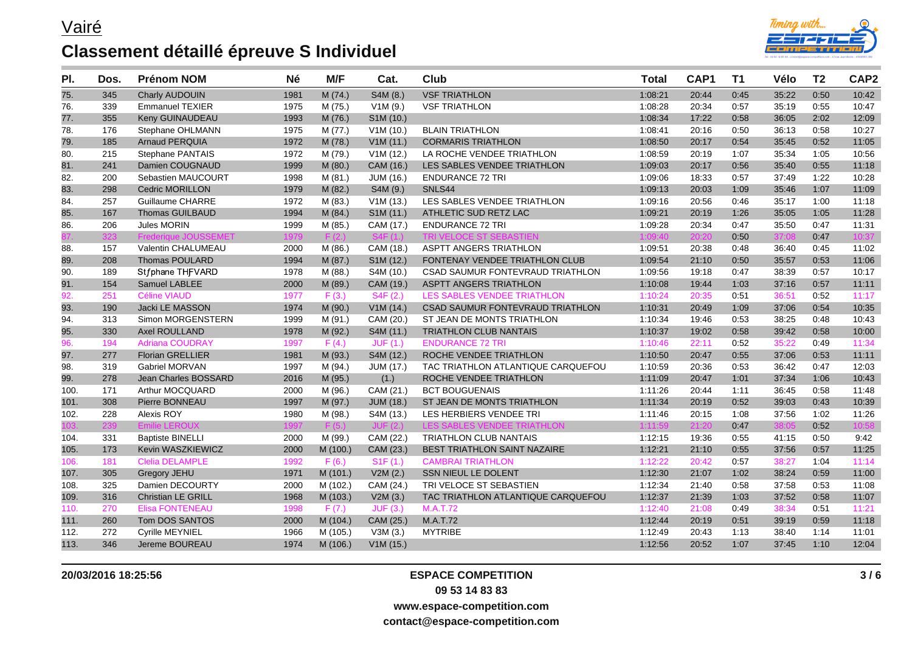# Vairé

## Classement détaillé épreuve S Individuel

| Pl. | Dos. | Prénom NOM | Né | M/F | Cat. | Club | Total | CAP1 | T1 | Vélo | T2 | CAP2 |
|---|---|---|---|---|---|---|---|---|---|---|---|---|
| 75. | 345 | Charly AUDOUIN | 1981 | M (74.) | S4M (8.) | VSF TRIATHLON | 1:08:21 | 20:44 | 0:45 | 35:22 | 0:50 | 10:42 |
| 76. | 339 | Emmanuel TEXIER | 1975 | M (75.) | V1M (9.) | VSF TRIATHLON | 1:08:28 | 20:34 | 0:57 | 35:19 | 0:55 | 10:47 |
| 77. | 355 | Keny GUINAUDEAU | 1993 | M (76.) | S1M (10.) | | 1:08:34 | 17:22 | 0:58 | 36:05 | 2:02 | 12:09 |
| 78. | 176 | Stephane OHLMANN | 1975 | M (77.) | V1M (10.) | BLAIN TRIATHLON | 1:08:41 | 20:16 | 0:50 | 36:13 | 0:58 | 10:27 |
| 79. | 185 | Arnaud PERQUIA | 1972 | M (78.) | V1M (11.) | CORMARIS TRIATHLON | 1:08:50 | 20:17 | 0:54 | 35:45 | 0:52 | 11:05 |
| 80. | 215 | Stephane PANTAIS | 1972 | M (79.) | V1M (12.) | LA ROCHE VENDEE TRIATHLON | 1:08:59 | 20:19 | 1:07 | 35:34 | 1:05 | 10:56 |
| 81. | 241 | Damien COUGNAUD | 1999 | M (80.) | CAM (16.) | LES SABLES VENDEE TRIATHLON | 1:09:03 | 20:17 | 0:56 | 35:40 | 0:55 | 11:18 |
| 82. | 200 | Sebastien MAUCOURT | 1998 | M (81.) | JUM (16.) | ENDURANCE 72 TRI | 1:09:06 | 18:33 | 0:57 | 37:49 | 1:22 | 10:28 |
| 83. | 298 | Cedric MORILLON | 1979 | M (82.) | S4M (9.) | SNLS44 | 1:09:13 | 20:03 | 1:09 | 35:46 | 1:07 | 11:09 |
| 84. | 257 | Guillaume CHARRE | 1972 | M (83.) | V1M (13.) | LES SABLES VENDEE TRIATHLON | 1:09:16 | 20:56 | 0:46 | 35:17 | 1:00 | 11:18 |
| 85. | 167 | Thomas GUILBAUD | 1994 | M (84.) | S1M (11.) | ATHLETIC SUD RETZ LAC | 1:09:21 | 20:19 | 1:26 | 35:05 | 1:05 | 11:28 |
| 86. | 206 | Jules MORIN | 1999 | M (85.) | CAM (17.) | ENDURANCE 72 TRI | 1:09:28 | 20:34 | 0:47 | 35:50 | 0:47 | 11:31 |
| 87. | 323 | Frederique JOUSSEMET | 1979 | F (2.) | S4F (1.) | TRI VELOCE ST SEBASTIEN | 1:09:40 | 20:20 | 0:50 | 37:08 | 0:47 | 10:37 |
| 88. | 157 | Valentin CHALUMEAU | 2000 | M (86.) | CAM (18.) | ASPTT ANGERS TRIATHLON | 1:09:51 | 20:38 | 0:48 | 36:40 | 0:45 | 11:02 |
| 89. | 208 | Thomas POULARD | 1994 | M (87.) | S1M (12.) | FONTENAY VENDEE TRIATHLON CLUB | 1:09:54 | 21:10 | 0:50 | 35:57 | 0:53 | 11:06 |
| 90. | 189 | Stƒphane THƑVARD | 1978 | M (88.) | S4M (10.) | CSAD SAUMUR FONTEVRAUD TRIATHLON | 1:09:56 | 19:18 | 0:47 | 38:39 | 0:57 | 10:17 |
| 91. | 154 | Samuel LABLEE | 2000 | M (89.) | CAM (19.) | ASPTT ANGERS TRIATHLON | 1:10:08 | 19:44 | 1:03 | 37:16 | 0:57 | 11:11 |
| 92. | 251 | Céline VIAUD | 1977 | F (3.) | S4F (2.) | LES SABLES VENDEE TRIATHLON | 1:10:24 | 20:35 | 0:51 | 36:51 | 0:52 | 11:17 |
| 93. | 190 | Jacki LE MASSON | 1974 | M (90.) | V1M (14.) | CSAD SAUMUR FONTEVRAUD TRIATHLON | 1:10:31 | 20:49 | 1:09 | 37:06 | 0:54 | 10:35 |
| 94. | 313 | Simon MORGENSTERN | 1999 | M (91.) | CAM (20.) | ST JEAN DE MONTS TRIATHLON | 1:10:34 | 19:46 | 0:53 | 38:25 | 0:48 | 10:43 |
| 95. | 330 | Axel ROULLAND | 1978 | M (92.) | S4M (11.) | TRIATHLON CLUB NANTAIS | 1:10:37 | 19:02 | 0:58 | 39:42 | 0:58 | 10:00 |
| 96. | 194 | Adriana COUDRAY | 1997 | F (4.) | JUF (1.) | ENDURANCE 72 TRI | 1:10:46 | 22:11 | 0:52 | 35:22 | 0:49 | 11:34 |
| 97. | 277 | Florian GRELLIER | 1981 | M (93.) | S4M (12.) | ROCHE VENDEE TRIATHLON | 1:10:50 | 20:47 | 0:55 | 37:06 | 0:53 | 11:11 |
| 98. | 319 | Gabriel MORVAN | 1997 | M (94.) | JUM (17.) | TAC TRIATHLON ATLANTIQUE CARQUEFOU | 1:10:59 | 20:36 | 0:53 | 36:42 | 0:47 | 12:03 |
| 99. | 278 | Jean Charles BOSSARD | 2016 | M (95.) | (1.) | ROCHE VENDEE TRIATHLON | 1:11:09 | 20:47 | 1:01 | 37:34 | 1:06 | 10:43 |
| 100. | 171 | Arthur MOCQUARD | 2000 | M (96.) | CAM (21.) | BCT BOUGUENAIS | 1:11:26 | 20:44 | 1:11 | 36:45 | 0:58 | 11:48 |
| 101. | 308 | Pierre BONNEAU | 1997 | M (97.) | JUM (18.) | ST JEAN DE MONTS TRIATHLON | 1:11:34 | 20:19 | 0:52 | 39:03 | 0:43 | 10:39 |
| 102. | 228 | Alexis ROY | 1980 | M (98.) | S4M (13.) | LES HERBIERS VENDEE TRI | 1:11:46 | 20:15 | 1:08 | 37:56 | 1:02 | 11:26 |
| 103. | 239 | Emilie LEROUX | 1997 | F (5.) | JUF (2.) | LES SABLES VENDEE TRIATHLON | 1:11:59 | 21:20 | 0:47 | 38:05 | 0:52 | 10:58 |
| 104. | 331 | Baptiste BINELLI | 2000 | M (99.) | CAM (22.) | TRIATHLON CLUB NANTAIS | 1:12:15 | 19:36 | 0:55 | 41:15 | 0:50 | 9:42 |
| 105. | 173 | Kevin WASZKIEWICZ | 2000 | M (100.) | CAM (23.) | BEST TRIATHLON SAINT NAZAIRE | 1:12:21 | 21:10 | 0:55 | 37:56 | 0:57 | 11:25 |
| 106. | 181 | Clelia DELAMPLE | 1992 | F (6.) | S1F (1.) | CAMBRAI TRIATHLON | 1:12:22 | 20:42 | 0:57 | 38:27 | 1:04 | 11:14 |
| 107. | 305 | Gregory JEHU | 1971 | M (101.) | V2M (2.) | SSN NIEUL LE DOLENT | 1:12:30 | 21:07 | 1:02 | 38:24 | 0:59 | 11:00 |
| 108. | 325 | Damien DECOURTY | 2000 | M (102.) | CAM (24.) | TRI VELOCE ST SEBASTIEN | 1:12:34 | 21:40 | 0:58 | 37:58 | 0:53 | 11:08 |
| 109. | 316 | Christian LE GRILL | 1968 | M (103.) | V2M (3.) | TAC TRIATHLON ATLANTIQUE CARQUEFOU | 1:12:37 | 21:39 | 1:03 | 37:52 | 0:58 | 11:07 |
| 110. | 270 | Elisa FONTENEAU | 1998 | F (7.) | JUF (3.) | M.A.T.72 | 1:12:40 | 21:08 | 0:49 | 38:34 | 0:51 | 11:21 |
| 111. | 260 | Tom DOS SANTOS | 2000 | M (104.) | CAM (25.) | M.A.T.72 | 1:12:44 | 20:19 | 0:51 | 39:19 | 0:59 | 11:18 |
| 112. | 272 | Cyrille MEYNIEL | 1966 | M (105.) | V3M (3.) | MYTRIBE | 1:12:49 | 20:43 | 1:13 | 38:40 | 1:14 | 11:01 |
| 113. | 346 | Jereme BOUREAU | 1974 | M (106.) | V1M (15.) | | 1:12:56 | 20:52 | 1:07 | 37:45 | 1:10 | 12:04 |

**20/03/2016 18:25:56**

**ESPACE COMPETITION**
**09 53 14 83 83**
**www.espace-competition.com**
**contact@espace-competition.com**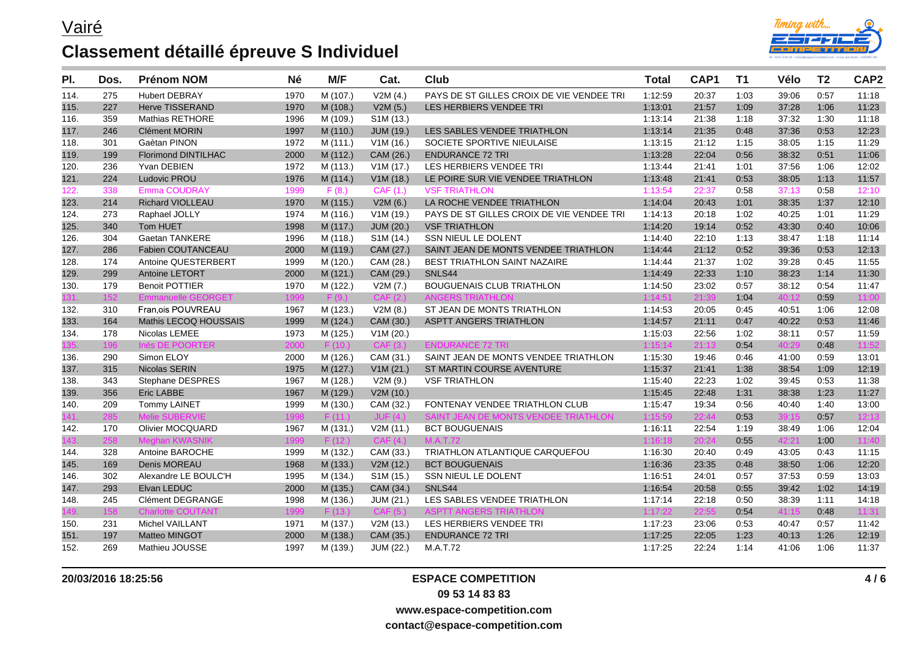# Vairé

## Classement détaillé épreuve S Individuel

| Pl. | Dos. | Prénom NOM | Né | M/F | Cat. | Club | Total | CAP1 | T1 | Vélo | T2 | CAP2 |
|---|---|---|---|---|---|---|---|---|---|---|---|---|
| 114. | 275 | Hubert DEBRAY | 1970 | M (107.) | V2M (4.) | PAYS DE ST GILLES CROIX DE VIE VENDEE TRI | 1:12:59 | 20:37 | 1:03 | 39:06 | 0:57 | 11:18 |
| 115. | 227 | Herve TISSERAND | 1970 | M (108.) | V2M (5.) | LES HERBIERS VENDEE TRI | 1:13:01 | 21:57 | 1:09 | 37:28 | 1:06 | 11:23 |
| 116. | 359 | Mathias RETHORE | 1996 | M (109.) | S1M (13.) | | 1:13:14 | 21:38 | 1:18 | 37:32 | 1:30 | 11:18 |
| 117. | 246 | Clément MORIN | 1997 | M (110.) | JUM (19.) | LES SABLES VENDEE TRIATHLON | 1:13:14 | 21:35 | 0:48 | 37:36 | 0:53 | 12:23 |
| 118. | 301 | Gaètan PINON | 1972 | M (111.) | V1M (16.) | SOCIETE SPORTIVE NIEULAISE | 1:13:15 | 21:12 | 1:15 | 38:05 | 1:15 | 11:29 |
| 119. | 199 | Florimond DINTILHAC | 2000 | M (112.) | CAM (26.) | ENDURANCE 72 TRI | 1:13:28 | 22:04 | 0:56 | 38:32 | 0:51 | 11:06 |
| 120. | 236 | Yvan DEBIEN | 1972 | M (113.) | V1M (17.) | LES HERBIERS VENDEE TRI | 1:13:44 | 21:41 | 1:01 | 37:56 | 1:06 | 12:02 |
| 121. | 224 | Ludovic PROU | 1976 | M (114.) | V1M (18.) | LE POIRE SUR VIE VENDEE TRIATHLON | 1:13:48 | 21:41 | 0:53 | 38:05 | 1:13 | 11:57 |
| 122. | 338 | Emma COUDRAY | 1999 | F (8.) | CAF (1.) | VSF TRIATHLON | 1:13:54 | 22:37 | 0:58 | 37:13 | 0:58 | 12:10 |
| 123. | 214 | Richard VIOLLEAU | 1970 | M (115.) | V2M (6.) | LA ROCHE VENDEE TRIATHLON | 1:14:04 | 20:43 | 1:01 | 38:35 | 1:37 | 12:10 |
| 124. | 273 | Raphael JOLLY | 1974 | M (116.) | V1M (19.) | PAYS DE ST GILLES CROIX DE VIE VENDEE TRI | 1:14:13 | 20:18 | 1:02 | 40:25 | 1:01 | 11:29 |
| 125. | 340 | Tom HUET | 1998 | M (117.) | JUM (20.) | VSF TRIATHLON | 1:14:20 | 19:14 | 0:52 | 43:30 | 0:40 | 10:06 |
| 126. | 304 | Gaetan TANKERE | 1996 | M (118.) | S1M (14.) | SSN NIEUL LE DOLENT | 1:14:40 | 22:10 | 1:13 | 38:47 | 1:18 | 11:14 |
| 127. | 286 | Fabien COUTANCEAU | 2000 | M (119.) | CAM (27.) | SAINT JEAN DE MONTS VENDEE TRIATHLON | 1:14:44 | 21:12 | 0:52 | 39:36 | 0:53 | 12:13 |
| 128. | 174 | Antoine QUESTERBERT | 1999 | M (120.) | CAM (28.) | BEST TRIATHLON SAINT NAZAIRE | 1:14:44 | 21:37 | 1:02 | 39:28 | 0:45 | 11:55 |
| 129. | 299 | Antoine LETORT | 2000 | M (121.) | CAM (29.) | SNLS44 | 1:14:49 | 22:33 | 1:10 | 38:23 | 1:14 | 11:30 |
| 130. | 179 | Benoit POTTIER | 1970 | M (122.) | V2M (7.) | BOUGUENAIS CLUB TRIATHLON | 1:14:50 | 23:02 | 0:57 | 38:12 | 0:54 | 11:47 |
| 131. | 152 | Emmanuelle GEORGET | 1999 | F (9.) | CAF (2.) | ANGERS TRIATHLON | 1:14:51 | 21:39 | 1:04 | 40:12 | 0:59 | 11:00 |
| 132. | 310 | Fran,ois POUVREAU | 1967 | M (123.) | V2M (8.) | ST JEAN DE MONTS TRIATHLON | 1:14:53 | 20:05 | 0:45 | 40:51 | 1:06 | 12:08 |
| 133. | 164 | Mathis LECOQ HOUSSAIS | 1999 | M (124.) | CAM (30.) | ASPTT ANGERS TRIATHLON | 1:14:57 | 21:11 | 0:47 | 40:22 | 0:53 | 11:46 |
| 134. | 178 | Nicolas LEMEE | 1973 | M (125.) | V1M (20.) | | 1:15:03 | 22:56 | 1:02 | 38:11 | 0:57 | 11:59 |
| 135. | 196 | Inés DE POORTER | 2000 | F (10.) | CAF (3.) | ENDURANCE 72 TRI | 1:15:14 | 21:13 | 0:54 | 40:29 | 0:48 | 11:52 |
| 136. | 290 | Simon ELOY | 2000 | M (126.) | CAM (31.) | SAINT JEAN DE MONTS VENDEE TRIATHLON | 1:15:30 | 19:46 | 0:46 | 41:00 | 0:59 | 13:01 |
| 137. | 315 | Nicolas SERIN | 1975 | M (127.) | V1M (21.) | ST MARTIN COURSE AVENTURE | 1:15:37 | 21:41 | 1:38 | 38:54 | 1:09 | 12:19 |
| 138. | 343 | Stephane DESPRES | 1967 | M (128.) | V2M (9.) | VSF TRIATHLON | 1:15:40 | 22:23 | 1:02 | 39:45 | 0:53 | 11:38 |
| 139. | 356 | Eric LABBE | 1967 | M (129.) | V2M (10.) | | 1:15:45 | 22:48 | 1:31 | 38:38 | 1:23 | 11:27 |
| 140. | 209 | Tommy LAINET | 1999 | M (130.) | CAM (32.) | FONTENAY VENDEE TRIATHLON CLUB | 1:15:47 | 19:34 | 0:56 | 40:40 | 1:40 | 13:00 |
| 141. | 285 | Melie SUBERVIE | 1998 | F (11.) | JUF (4.) | SAINT JEAN DE MONTS VENDEE TRIATHLON | 1:15:59 | 22:44 | 0:53 | 39:15 | 0:57 | 12:13 |
| 142. | 170 | Olivier MOCQUARD | 1967 | M (131.) | V2M (11.) | BCT BOUGUENAIS | 1:16:11 | 22:54 | 1:19 | 38:49 | 1:06 | 12:04 |
| 143. | 258 | Meghan KWASNIK | 1999 | F (12.) | CAF (4.) | M.A.T.72 | 1:16:18 | 20:24 | 0:55 | 42:21 | 1:00 | 11:40 |
| 144. | 328 | Antoine BAROCHE | 1999 | M (132.) | CAM (33.) | TRIATHLON ATLANTIQUE CARQUEFOU | 1:16:30 | 20:40 | 0:49 | 43:05 | 0:43 | 11:15 |
| 145. | 169 | Denis MOREAU | 1968 | M (133.) | V2M (12.) | BCT BOUGUENAIS | 1:16:36 | 23:35 | 0:48 | 38:50 | 1:06 | 12:20 |
| 146. | 302 | Alexandre LE BOULC'H | 1995 | M (134.) | S1M (15.) | SSN NIEUL LE DOLENT | 1:16:51 | 24:01 | 0:57 | 37:53 | 0:59 | 13:03 |
| 147. | 293 | Elvan LEDUC | 2000 | M (135.) | CAM (34.) | SNLS44 | 1:16:54 | 20:58 | 0:55 | 39:42 | 1:02 | 14:19 |
| 148. | 245 | Clément DEGRANGE | 1998 | M (136.) | JUM (21.) | LES SABLES VENDEE TRIATHLON | 1:17:14 | 22:18 | 0:50 | 38:39 | 1:11 | 14:18 |
| 149. | 158 | Charlotte COUTANT | 1999 | F (13.) | CAF (5.) | ASPTT ANGERS TRIATHLON | 1:17:22 | 22:55 | 0:54 | 41:15 | 0:48 | 11:31 |
| 150. | 231 | Michel VAILLANT | 1971 | M (137.) | V2M (13.) | LES HERBIERS VENDEE TRI | 1:17:23 | 23:06 | 0:53 | 40:47 | 0:57 | 11:42 |
| 151. | 197 | Matteo MINGOT | 2000 | M (138.) | CAM (35.) | ENDURANCE 72 TRI | 1:17:25 | 22:05 | 1:23 | 40:13 | 1:26 | 12:19 |
| 152. | 269 | Mathieu JOUSSE | 1997 | M (139.) | JUM (22.) | M.A.T.72 | 1:17:25 | 22:24 | 1:14 | 41:06 | 1:06 | 11:37 |

20/03/2016 18:25:56

**ESPACE COMPETITION**
**09 53 14 83 83**
**www.espace-competition.com**
**contact@espace-competition.com**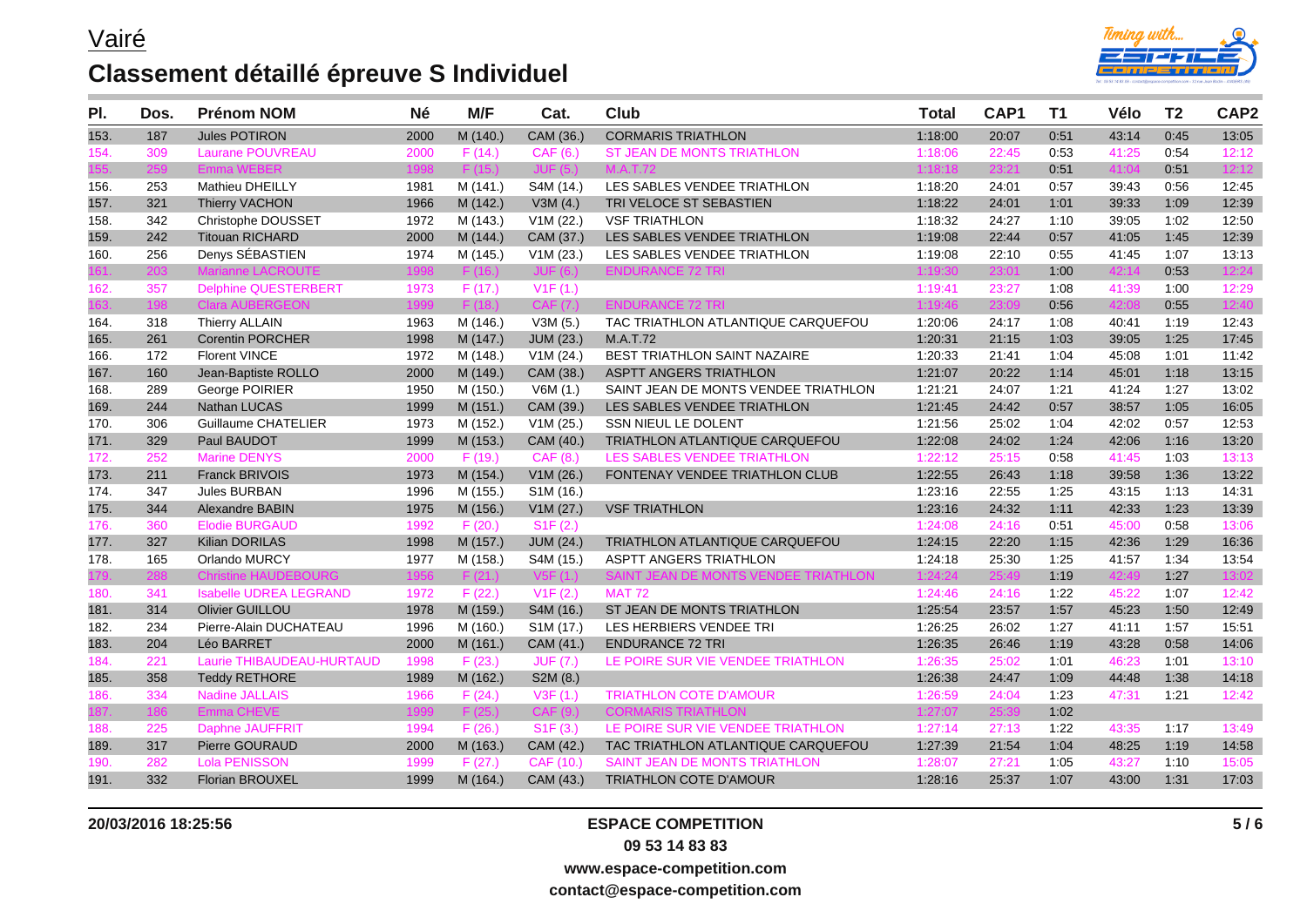# Vairé

## Classement détaillé épreuve S Individuel

| Pl. | Dos. | Prénom NOM | Né | M/F | Cat. | Club | Total | CAP1 | T1 | Vélo | T2 | CAP2 |
|---|---|---|---|---|---|---|---|---|---|---|---|---|
| 153. | 187 | Jules POTIRON | 2000 | M (140.) | CAM (36.) | CORMARIS TRIATHLON | 1:18:00 | 20:07 | 0:51 | 43:14 | 0:45 | 13:05 |
| 154. | 309 | Laurane POUVREAU | 2000 | F (14.) | CAF (6.) | ST JEAN DE MONTS TRIATHLON | 1:18:06 | 22:45 | 0:53 | 41:25 | 0:54 | 12:12 |
| 155. | 259 | Emma WEBER | 1998 | F (15.) | JUF (5.) | M.A.T.72 | 1:18:18 | 23:21 | 0:51 | 41:04 | 0:51 | 12:12 |
| 156. | 253 | Mathieu DHEILLY | 1981 | M (141.) | S4M (14.) | LES SABLES VENDEE TRIATHLON | 1:18:20 | 24:01 | 0:57 | 39:43 | 0:56 | 12:45 |
| 157. | 321 | Thierry VACHON | 1966 | M (142.) | V3M (4.) | TRI VELOCE ST SEBASTIEN | 1:18:22 | 24:01 | 1:01 | 39:33 | 1:09 | 12:39 |
| 158. | 342 | Christophe DOUSSET | 1972 | M (143.) | V1M (22.) | VSF TRIATHLON | 1:18:32 | 24:27 | 1:10 | 39:05 | 1:02 | 12:50 |
| 159. | 242 | Titouan RICHARD | 2000 | M (144.) | CAM (37.) | LES SABLES VENDEE TRIATHLON | 1:19:08 | 22:44 | 0:57 | 41:05 | 1:45 | 12:39 |
| 160. | 256 | Denys SÉBASTIEN | 1974 | M (145.) | V1M (23.) | LES SABLES VENDEE TRIATHLON | 1:19:08 | 22:10 | 0:55 | 41:45 | 1:07 | 13:13 |
| 161. | 203 | Marianne LACROUTE | 1998 | F (16.) | JUF (6.) | ENDURANCE 72 TRI | 1:19:30 | 23:01 | 1:00 | 42:14 | 0:53 | 12:24 |
| 162. | 357 | Delphine QUESTERBERT | 1973 | F (17.) | V1F (1.) | | 1:19:41 | 23:27 | 1:08 | 41:39 | 1:00 | 12:29 |
| 163. | 198 | Clara AUBERGEON | 1999 | F (18.) | CAF (7.) | ENDURANCE 72 TRI | 1:19:46 | 23:09 | 0:56 | 42:08 | 0:55 | 12:40 |
| 164. | 318 | Thierry ALLAIN | 1963 | M (146.) | V3M (5.) | TAC TRIATHLON ATLANTIQUE CARQUEFOU | 1:20:06 | 24:17 | 1:08 | 40:41 | 1:19 | 12:43 |
| 165. | 261 | Corentin PORCHER | 1998 | M (147.) | JUM (23.) | M.A.T.72 | 1:20:31 | 21:15 | 1:03 | 39:05 | 1:25 | 17:45 |
| 166. | 172 | Florent VINCE | 1972 | M (148.) | V1M (24.) | BEST TRIATHLON SAINT NAZAIRE | 1:20:33 | 21:41 | 1:04 | 45:08 | 1:01 | 11:42 |
| 167. | 160 | Jean-Baptiste ROLLO | 2000 | M (149.) | CAM (38.) | ASPTT ANGERS TRIATHLON | 1:21:07 | 20:22 | 1:14 | 45:01 | 1:18 | 13:15 |
| 168. | 289 | George POIRIER | 1950 | M (150.) | V6M (1.) | SAINT JEAN DE MONTS VENDEE TRIATHLON | 1:21:21 | 24:07 | 1:21 | 41:24 | 1:27 | 13:02 |
| 169. | 244 | Nathan LUCAS | 1999 | M (151.) | CAM (39.) | LES SABLES VENDEE TRIATHLON | 1:21:45 | 24:42 | 0:57 | 38:57 | 1:05 | 16:05 |
| 170. | 306 | Guillaume CHATELIER | 1973 | M (152.) | V1M (25.) | SSN NIEUL LE DOLENT | 1:21:56 | 25:02 | 1:04 | 42:02 | 0:57 | 12:53 |
| 171. | 329 | Paul BAUDOT | 1999 | M (153.) | CAM (40.) | TRIATHLON ATLANTIQUE CARQUEFOU | 1:22:08 | 24:02 | 1:24 | 42:06 | 1:16 | 13:20 |
| 172. | 252 | Marine DENYS | 2000 | F (19.) | CAF (8.) | LES SABLES VENDEE TRIATHLON | 1:22:12 | 25:15 | 0:58 | 41:45 | 1:03 | 13:13 |
| 173. | 211 | Franck BRIVOIS | 1973 | M (154.) | V1M (26.) | FONTENAY VENDEE TRIATHLON CLUB | 1:22:55 | 26:43 | 1:18 | 39:58 | 1:36 | 13:22 |
| 174. | 347 | Jules BURBAN | 1996 | M (155.) | S1M (16.) | | 1:23:16 | 22:55 | 1:25 | 43:15 | 1:13 | 14:31 |
| 175. | 344 | Alexandre BABIN | 1975 | M (156.) | V1M (27.) | VSF TRIATHLON | 1:23:16 | 24:32 | 1:11 | 42:33 | 1:23 | 13:39 |
| 176. | 360 | Elodie BURGAUD | 1992 | F (20.) | S1F (2.) | | 1:24:08 | 24:16 | 0:51 | 45:00 | 0:58 | 13:06 |
| 177. | 327 | Kilian DORILAS | 1998 | M (157.) | JUM (24.) | TRIATHLON ATLANTIQUE CARQUEFOU | 1:24:15 | 22:20 | 1:15 | 42:36 | 1:29 | 16:36 |
| 178. | 165 | Orlando MURCY | 1977 | M (158.) | S4M (15.) | ASPTT ANGERS TRIATHLON | 1:24:18 | 25:30 | 1:25 | 41:57 | 1:34 | 13:54 |
| 179. | 288 | Christine HAUDEBOURG | 1956 | F (21.) | V5F (1.) | SAINT JEAN DE MONTS VENDEE TRIATHLON | 1:24:24 | 25:49 | 1:19 | 42:49 | 1:27 | 13:02 |
| 180. | 341 | Isabelle UDREA LEGRAND | 1972 | F (22.) | V1F (2.) | MAT 72 | 1:24:46 | 24:16 | 1:22 | 45:22 | 1:07 | 12:42 |
| 181. | 314 | Olivier GUILLOU | 1978 | M (159.) | S4M (16.) | ST JEAN DE MONTS TRIATHLON | 1:25:54 | 23:57 | 1:57 | 45:23 | 1:50 | 12:49 |
| 182. | 234 | Pierre-Alain DUCHATEAU | 1996 | M (160.) | S1M (17.) | LES HERBIERS VENDEE TRI | 1:26:25 | 26:02 | 1:27 | 41:11 | 1:57 | 15:51 |
| 183. | 204 | Léo BARRET | 2000 | M (161.) | CAM (41.) | ENDURANCE 72 TRI | 1:26:35 | 26:46 | 1:19 | 43:28 | 0:58 | 14:06 |
| 184. | 221 | Laurie THIBAUDEAU-HURTAUD | 1998 | F (23.) | JUF (7.) | LE POIRE SUR VIE VENDEE TRIATHLON | 1:26:35 | 25:02 | 1:01 | 46:23 | 1:01 | 13:10 |
| 185. | 358 | Teddy RETHORE | 1989 | M (162.) | S2M (8.) | | 1:26:38 | 24:47 | 1:09 | 44:48 | 1:38 | 14:18 |
| 186. | 334 | Nadine JALLAIS | 1966 | F (24.) | V3F (1.) | TRIATHLON COTE D'AMOUR | 1:26:59 | 24:04 | 1:23 | 47:31 | 1:21 | 12:42 |
| 187. | 186 | Emma CHEVE | 1999 | F (25.) | CAF (9.) | CORMARIS TRIATHLON | 1:27:07 | 25:39 | 1:02 | | | |
| 188. | 225 | Daphne JAUFFRIT | 1994 | F (26.) | S1F (3.) | LE POIRE SUR VIE VENDEE TRIATHLON | 1:27:14 | 27:13 | 1:22 | 43:35 | 1:17 | 13:49 |
| 189. | 317 | Pierre GOURAUD | 2000 | M (163.) | CAM (42.) | TAC TRIATHLON ATLANTIQUE CARQUEFOU | 1:27:39 | 21:54 | 1:04 | 48:25 | 1:19 | 14:58 |
| 190. | 282 | Lola PENISSON | 1999 | F (27.) | CAF (10.) | SAINT JEAN DE MONTS TRIATHLON | 1:28:07 | 27:21 | 1:05 | 43:27 | 1:10 | 15:05 |
| 191. | 332 | Florian BROUXEL | 1999 | M (164.) | CAM (43.) | TRIATHLON COTE D'AMOUR | 1:28:16 | 25:37 | 1:07 | 43:00 | 1:31 | 17:03 |

20/03/2016 18:25:56

**ESPACE COMPETITION**
**09 53 14 83 83**
**www.espace-competition.com**
**contact@espace-competition.com**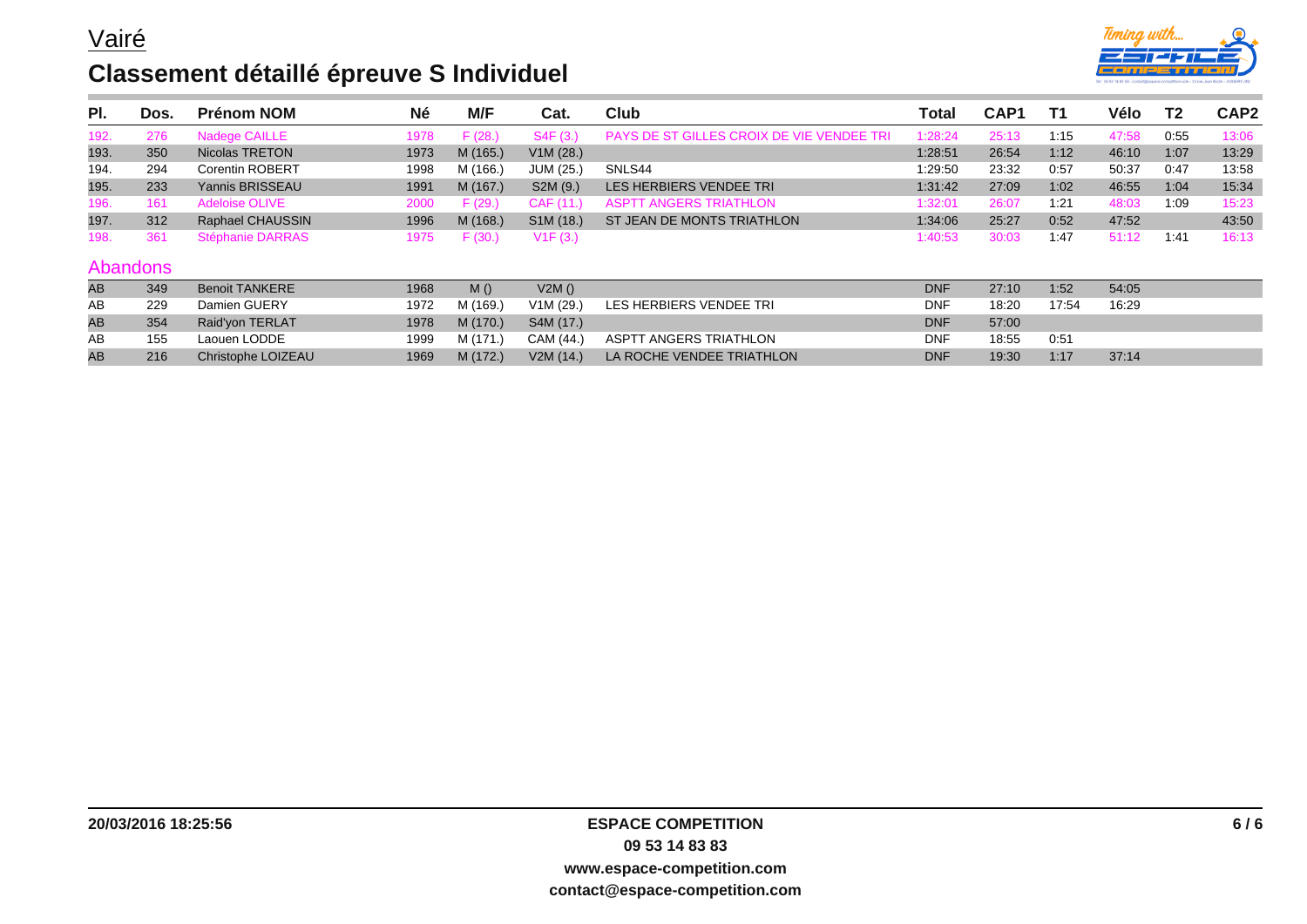# Vairé

## Classement détaillé épreuve S Individuel

| Pl. | Dos. | Prénom NOM | Né | M/F | Cat. | Club | Total | CAP1 | T1 | Vélo | T2 | CAP2 |
|---|---|---|---|---|---|---|---|---|---|---|---|---|
| 192. | 276 | Nadege CAILLE | 1978 | F (28.) | S4F (3.) | PAYS DE ST GILLES CROIX DE VIE VENDEE TRI | 1:28:24 | 25:13 | 1:15 | 47:58 | 0:55 | 13:06 |
| 193. | 350 | Nicolas TRETON | 1973 | M (165.) | V1M (28.) | | 1:28:51 | 26:54 | 1:12 | 46:10 | 1:07 | 13:29 |
| 194. | 294 | Corentin ROBERT | 1998 | M (166.) | JUM (25.) | SNLS44 | 1:29:50 | 23:32 | 0:57 | 50:37 | 0:47 | 13:58 |
| 195. | 233 | Yannis BRISSEAU | 1991 | M (167.) | S2M (9.) | LES HERBIERS VENDEE TRI | 1:31:42 | 27:09 | 1:02 | 46:55 | 1:04 | 15:34 |
| 196. | 161 | Adeloise OLIVE | 2000 | F (29.) | CAF (11.) | ASPTT ANGERS TRIATHLON | 1:32:01 | 26:07 | 1:21 | 48:03 | 1:09 | 15:23 |
| 197. | 312 | Raphael CHAUSSIN | 1996 | M (168.) | S1M (18.) | ST JEAN DE MONTS TRIATHLON | 1:34:06 | 25:27 | 0:52 | 47:52 | | 43:50 |
| 198. | 361 | Stéphanie DARRAS | 1975 | F (30.) | V1F (3.) | | 1:40:53 | 30:03 | 1:47 | 51:12 | 1:41 | 16:13 |

### Abandons

| Pl. | Dos. | Prénom NOM | Né | M/F | Cat. | Club | Total | CAP1 | T1 | Vélo | T2 | CAP2 |
|---|---|---|---|---|---|---|---|---|---|---|---|---|
| AB | 349 | Benoit TANKERE | 1968 | M () | V2M () | | DNF | 27:10 | 1:52 | 54:05 | | |
| AB | 229 | Damien GUERY | 1972 | M (169.) | V1M (29.) | LES HERBIERS VENDEE TRI | DNF | 18:20 | 17:54 | 16:29 | | |
| AB | 354 | Raid'yon TERLAT | 1978 | M (170.) | S4M (17.) | | DNF | 57:00 | | | | |
| AB | 155 | Laouen LODDE | 1999 | M (171.) | CAM (44.) | ASPTT ANGERS TRIATHLON | DNF | 18:55 | 0:51 | | | |
| AB | 216 | Christophe LOIZEAU | 1969 | M (172.) | V2M (14.) | LA ROCHE VENDEE TRIATHLON | DNF | 19:30 | 1:17 | 37:14 | | |